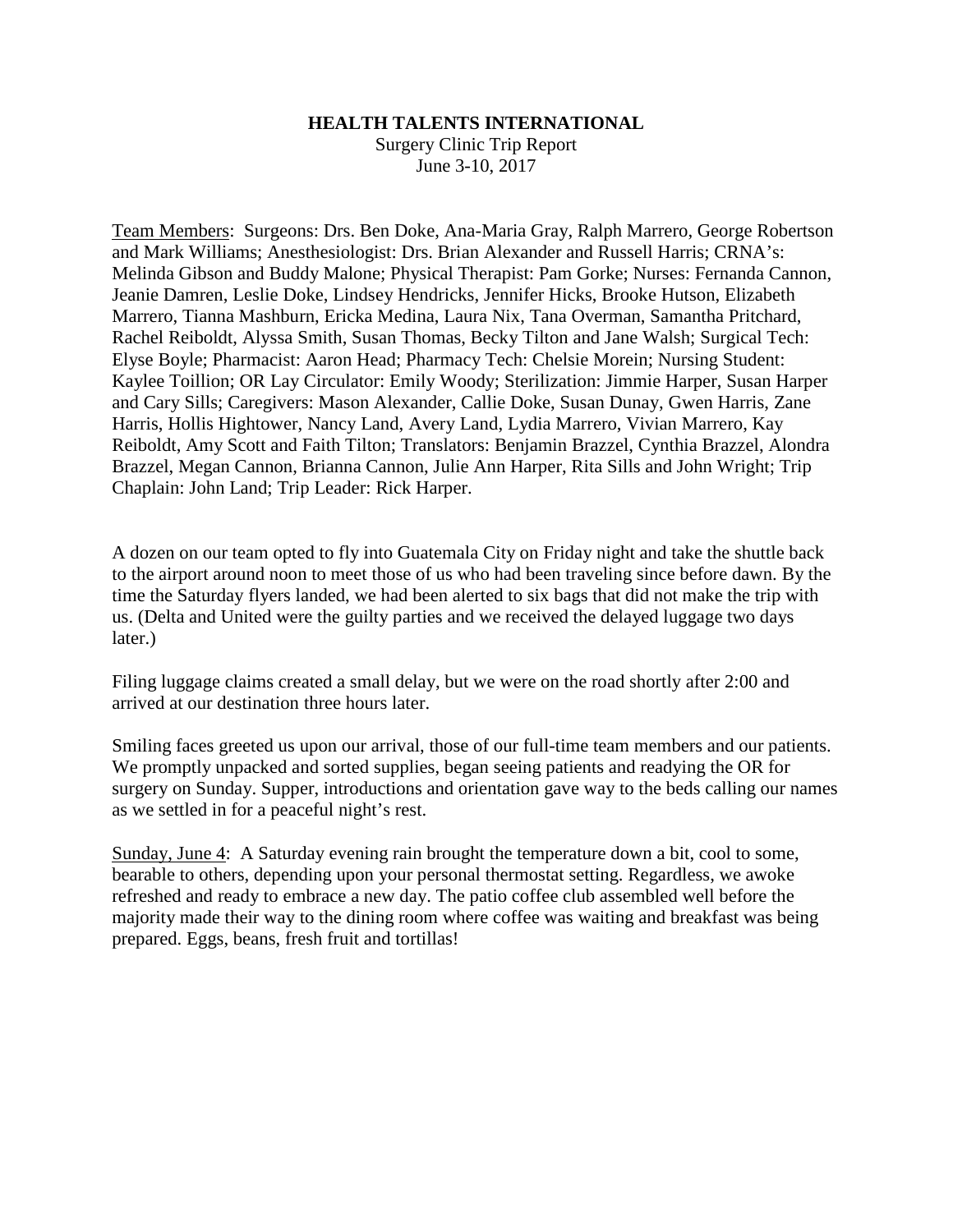**HEALTH TALENTS INTERNATIONAL**

Surgery Clinic Trip Report

June 3-10, 2017

Team Members: Surgeons: Drs. Ben Doke, Ana-Maria Gray, Ralph Marrero, George Robertson and Mark Williams; Anesthesiologist: Drs. Brian Alexander and Russell Harris; CRNA's: Melinda Gibson and Buddy Malone; Physical Therapist: Pam Gorke; Nurses: Fernanda Cannon, Jeanie Damren, Leslie Doke, Lindsey Hendricks, Jennifer Hicks, Brooke Hutson, Elizabeth Marrero, Tianna Mashburn, Ericka Medina, Laura Nix, Tana Overman, Samantha Pritchard, Rachel Reiboldt, Alyssa Smith, Susan Thomas, Becky Tilton and Jane Walsh; Surgical Tech: Elyse Boyle; Pharmacist: Aaron Head; Pharmacy Tech: Chelsie Morein; Nursing Student: Kaylee Toillion; OR Lay Circulator: Emily Woody; Sterilization: Jimmie Harper, Susan Harper and Cary Sills; Caregivers: Mason Alexander, Callie Doke, Susan Dunay, Gwen Harris, Zane Harris, Hollis Hightower, Nancy Land, Avery Land, Lydia Marrero, Vivian Marrero, Kay Reiboldt, Amy Scott and Faith Tilton; Translators: Benjamin Brazzel, Cynthia Brazzel, Alondra Brazzel, Megan Cannon, Brianna Cannon, Julie Ann Harper, Rita Sills and John Wright; Trip Chaplain: John Land; Trip Leader: Rick Harper.

A dozen on our team opted to fly into Guatemala City on Friday night and take the shuttle back to the airport around noon to meet those of us who had been traveling since before dawn. By the time the Saturday flyers landed, we had been alerted to six bags that did not make the trip with us. (Delta and United were the guilty parties and we received the delayed luggage two days later.)

Filing luggage claims created a small delay, but we were on the road shortly after 2:00 and arrived at our destination three hours later.

Smiling faces greeted us upon our arrival, those of our full-time team members and our patients. We promptly unpacked and sorted supplies, began seeing patients and readying the OR for surgery on Sunday. Supper, introductions and orientation gave way to the beds calling our names as we settled in for a peaceful night's rest.

Sunday, June 4: A Saturday evening rain brought the temperature down a bit, cool to some, bearable to others, depending upon your personal thermostat setting. Regardless, we awoke refreshed and ready to embrace a new day. The patio coffee club assembled well before the majority made their way to the dining room where coffee was waiting and breakfast was being prepared. Eggs, beans, fresh fruit and tortillas!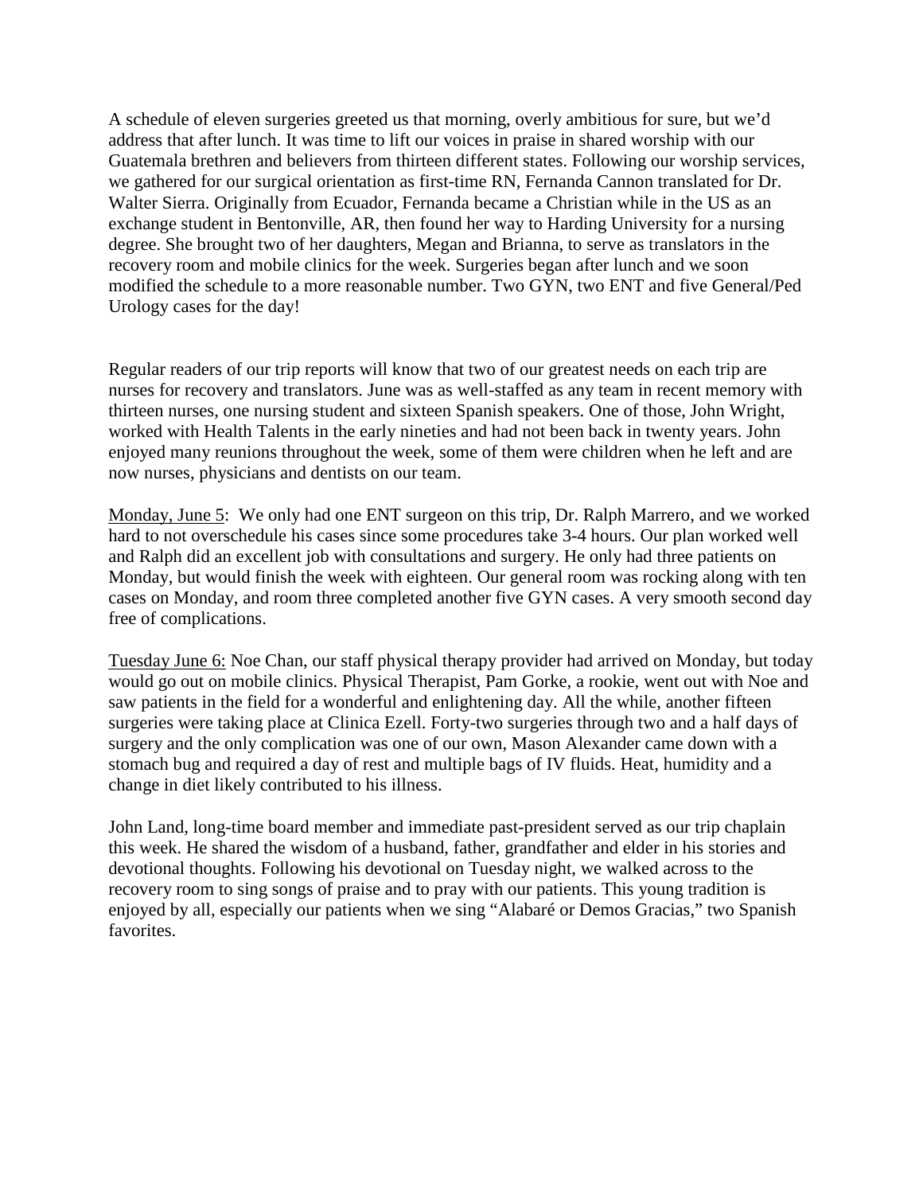A schedule of eleven surgeries greeted us that morning, overly ambitious for sure, but we'd address that after lunch. It was time to lift our voices in praise in shared worship with our Guatemala brethren and believers from thirteen different states. Following our worship services, we gathered for our surgical orientation as first-time RN, Fernanda Cannon translated for Dr. Walter Sierra. Originally from Ecuador, Fernanda became a Christian while in the US as an exchange student in Bentonville, AR, then found her way to Harding University for a nursing degree. She brought two of her daughters, Megan and Brianna, to serve as translators in the recovery room and mobile clinics for the week. Surgeries began after lunch and we soon modified the schedule to a more reasonable number. Two GYN, two ENT and five General/Ped Urology cases for the day!

Regular readers of our trip reports will know that two of our greatest needs on each trip are nurses for recovery and translators. June was as well-staffed as any team in recent memory with thirteen nurses, one nursing student and sixteen Spanish speakers. One of those, John Wright, worked with Health Talents in the early nineties and had not been back in twenty years. John enjoyed many reunions throughout the week, some of them were children when he left and are now nurses, physicians and dentists on our team.

<u>Monday, June 5</u>: We only had one ENT surgeon on this trip, Dr. Ralph Marrero, and we worked hard to not overschedule his cases since some procedures take 3-4 hours. Our plan worked well and Ralph did an excellent job with consultations and surgery. He only had three patients on Monday, but would finish the week with eighteen. Our general room was rocking along with ten cases on Monday, and room three completed another five GYN cases. A very smooth second day free of complications.

<u>Tuesday June 6:</u> Noe Chan, our staff physical therapy provider had arrived on Monday, but today would go out on mobile clinics. Physical Therapist, Pam Gorke, a rookie, went out with Noe and saw patients in the field for a wonderful and enlightening day. All the while, another fifteen surgeries were taking place at Clinica Ezell. Forty-two surgeries through two and a half days of surgery and the only complication was one of our own, Mason Alexander came down with a stomach bug and required a day of rest and multiple bags of IV fluids. Heat, humidity and a change in diet likely contributed to his illness.

John Land, long-time board member and immediate past-president served as our trip chaplain this week. He shared the wisdom of a husband, father, grandfather and elder in his stories and devotional thoughts. Following his devotional on Tuesday night, we walked across to the recovery room to sing songs of praise and to pray with our patients. This young tradition is enjoyed by all, especially our patients when we sing "Alabaré or Demos Gracias," two Spanish favorites.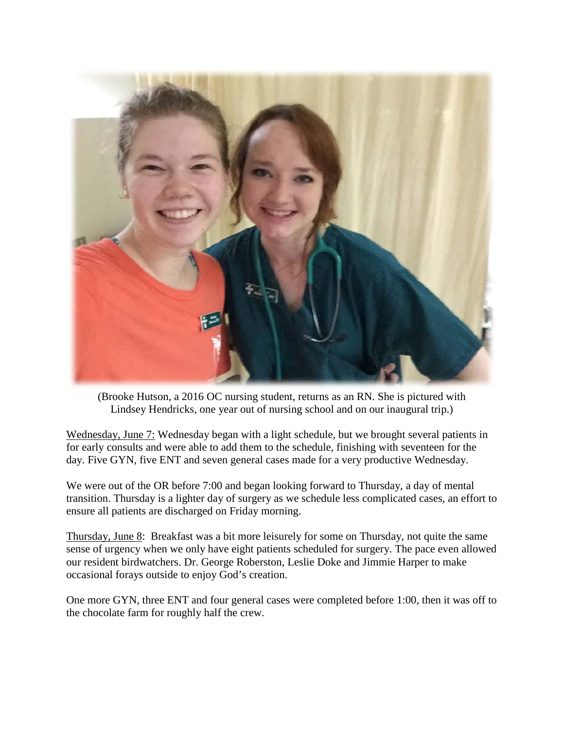(Brooke Hutson, a 2016 OC nursing student, returns as an RN. She is pictured with Lindsey Hendricks, one year out of nursing school and on our inaugural trip.)

Wednesday, June 7: Wednesday began with a light schedule, but we brought several patients in for early consults and were able to add them to the schedule, finishing with seventeen for the day. Five GYN, five ENT and seven general cases made for a very productive Wednesday.

We were out of the OR before 7:00 and began looking forward to Thursday, a day of mental transition. Thursday is a lighter day of surgery as we schedule less complicated cases, an effort to ensure all patients are discharged on Friday morning.

Thursday, June 8: Breakfast was a bit more leisurely for some on Thursday, not quite the same sense of urgency when we only have eight patients scheduled for surgery. The pace even allowed our resident birdwatchers. Dr. George Roberston, Leslie Doke and Jimmie Harper to make occasional forays outside to enjoy God's creation.

One more GYN, three ENT and four general cases were completed before 1:00, then it was off to the chocolate farm for roughly half the crew.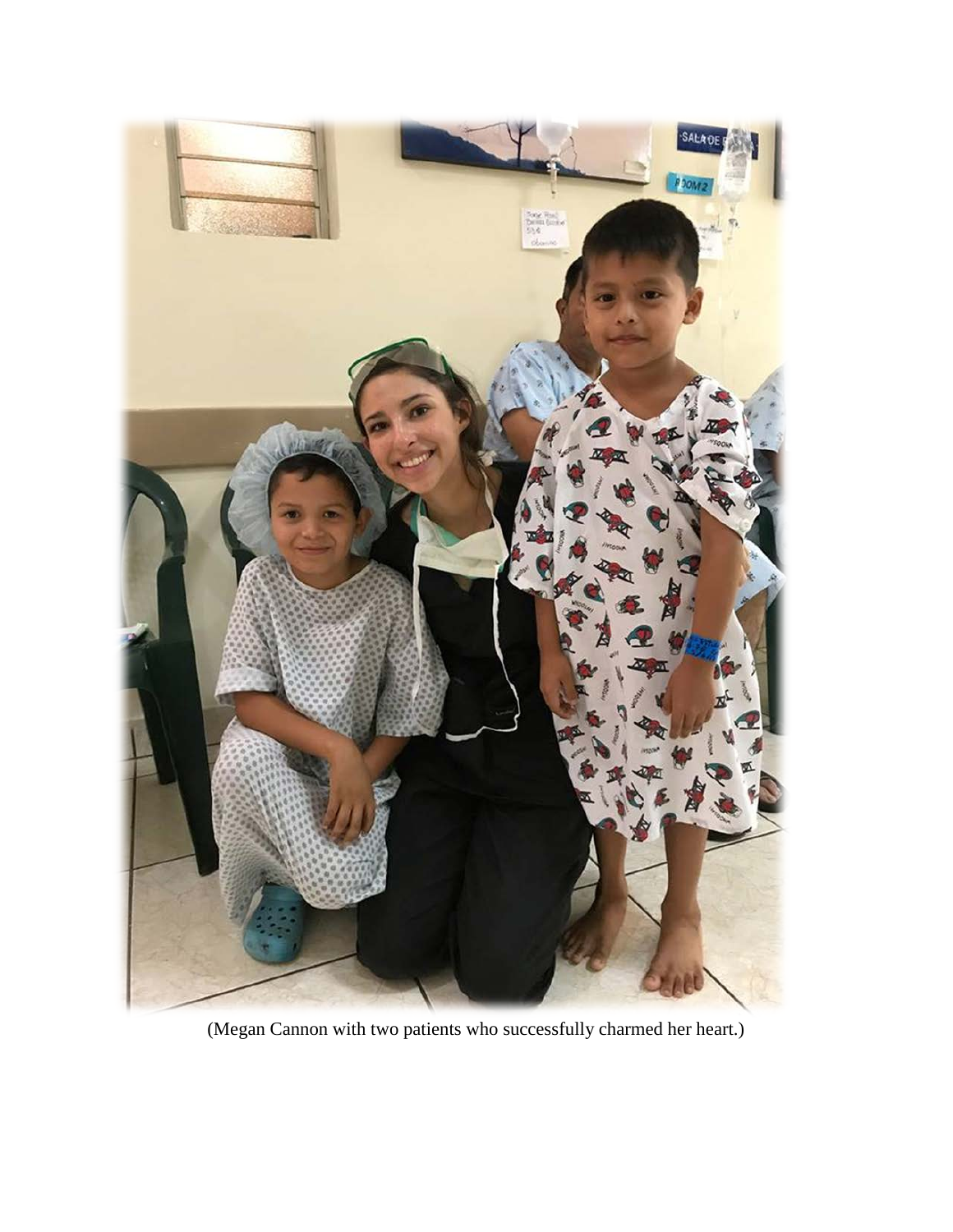(Megan Cannon with two patients who successfully charmed her heart.)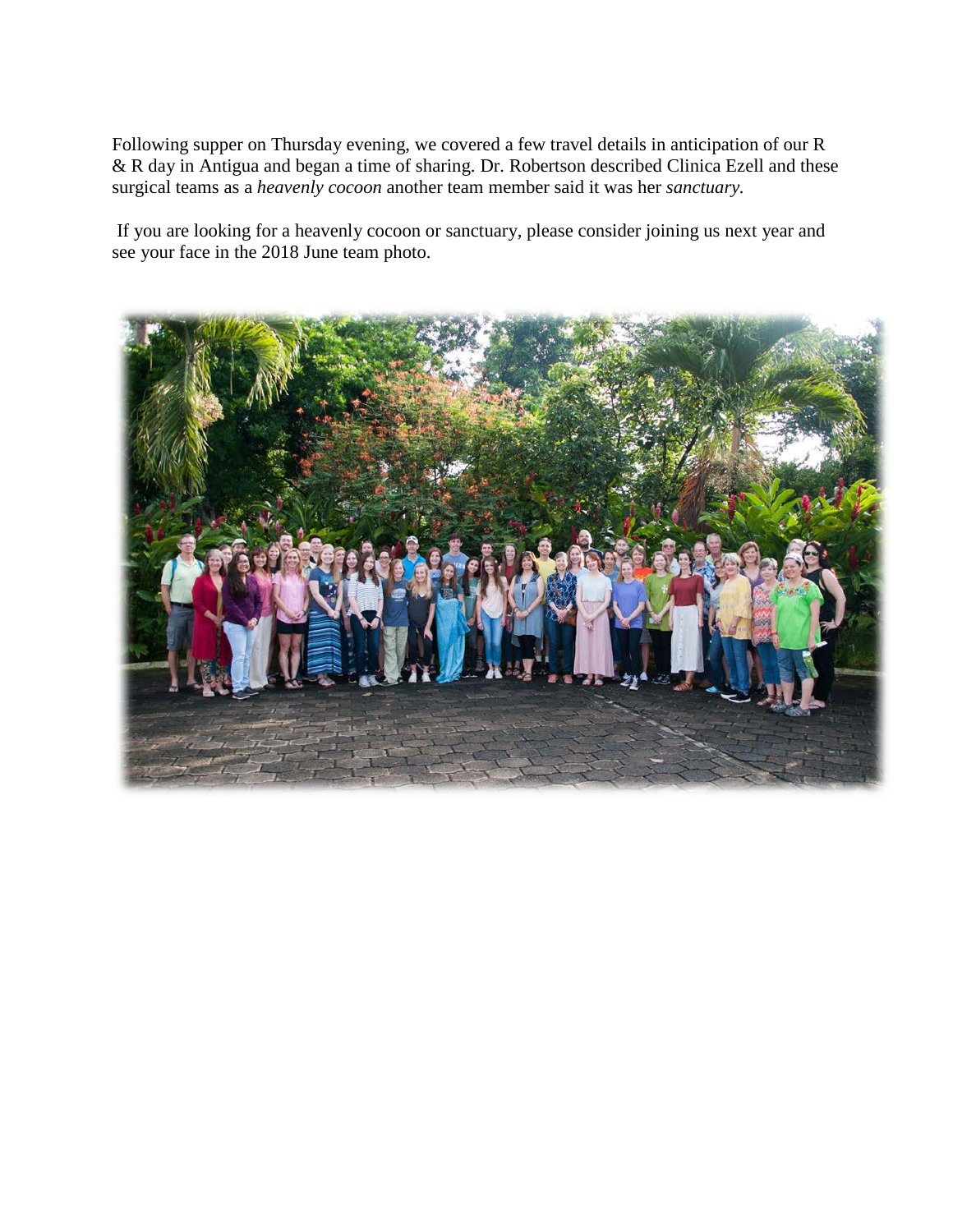Following supper on Thursday evening, we covered a few travel details in anticipation of our R & R day in Antigua and began a time of sharing. Dr. Robertson described Clinica Ezell and these surgical teams as a *heavenly cocoon* another team member said it was her *sanctuary.*

If you are looking for a heavenly cocoon or sanctuary, please consider joining us next year and see your face in the 2018 June team photo.